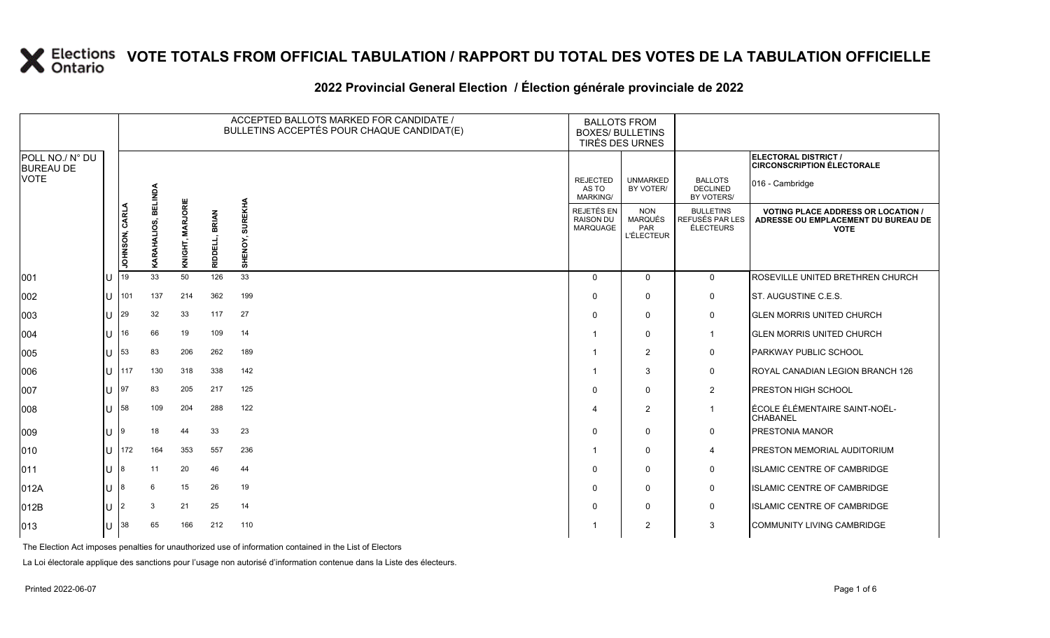# VOTE TOTALS FROM OFFICIAL TABULATION / RAPPORT DU TOTAL DES VOTES DE LA TABULATION OFFICIELLE

## 2022 Provincial General Election / Élection générale provinciale de 2022

| POLL NO./ N° DU BUREAU DE VOTE | | ACCEPTED BALLOTS MARKED FOR CANDIDATE / BULLETINS ACCEPTÉS POUR CHAQUE CANDIDAT(E) | | | | | BALLOTS FROM BOXES/ BULLETINS TIRÉS DES URNES | | | ELECTORAL DISTRICT / CIRCONSCRIPTION ÉLECTORALE 016 - Cambridge |
|---|---|---|---|---|---|---|---|---|---|---|
| | | JOHNSON, CARLA | KARAHALIOS, BELINDA | KNIGHT, MARJORIE | RIDDELL, BRIAN | SHENOY, SUREKHA | REJECTED AS TO MARKING/ REJETÉS EN RAISON DU MARQUAGE | UNMARKED BY VOTER/ NON MARQUÉS PAR L'ÉLECTEUR | BALLOTS DECLINED BY VOTERS/ BULLETINS REFUSÉS PAR LES ÉLECTEURS | VOTING PLACE ADDRESS OR LOCATION / ADRESSE OU EMPLACEMENT DU BUREAU DE VOTE |
| 001 | U | 19 | 33 | 50 | 126 | 33 | 0 | 0 | 0 | ROSEVILLE UNITED BRETHREN CHURCH |
| 002 | U | 101 | 137 | 214 | 362 | 199 | 0 | 0 | 0 | ST. AUGUSTINE C.E.S. |
| 003 | U | 29 | 32 | 33 | 117 | 27 | 0 | 0 | 0 | GLEN MORRIS UNITED CHURCH |
| 004 | U | 16 | 66 | 19 | 109 | 14 | 1 | 0 | 1 | GLEN MORRIS UNITED CHURCH |
| 005 | U | 53 | 83 | 206 | 262 | 189 | 1 | 2 | 0 | PARKWAY PUBLIC SCHOOL |
| 006 | U | 117 | 130 | 318 | 338 | 142 | 1 | 3 | 0 | ROYAL CANADIAN LEGION BRANCH 126 |
| 007 | U | 97 | 83 | 205 | 217 | 125 | 0 | 0 | 2 | PRESTON HIGH SCHOOL |
| 008 | U | 58 | 109 | 204 | 288 | 122 | 4 | 2 | 1 | ÉCOLE ÉLÉMENTAIRE SAINT-NOËL-CHABANEL |
| 009 | U | 9 | 18 | 44 | 33 | 23 | 0 | 0 | 0 | PRESTONIA MANOR |
| 010 | U | 172 | 164 | 353 | 557 | 236 | 1 | 0 | 4 | PRESTON MEMORIAL AUDITORIUM |
| 011 | U | 8 | 11 | 20 | 46 | 44 | 0 | 0 | 0 | ISLAMIC CENTRE OF CAMBRIDGE |
| 012A | U | 8 | 6 | 15 | 26 | 19 | 0 | 0 | 0 | ISLAMIC CENTRE OF CAMBRIDGE |
| 012B | U | 2 | 3 | 21 | 25 | 14 | 0 | 0 | 0 | ISLAMIC CENTRE OF CAMBRIDGE |
| 013 | U | 38 | 65 | 166 | 212 | 110 | 1 | 2 | 3 | COMMUNITY LIVING CAMBRIDGE |

The Election Act imposes penalties for unauthorized use of information contained in the List of Electors

La Loi électorale applique des sanctions pour l'usage non autorisé d'information contenue dans la Liste des électeurs.

Printed 2022-06-07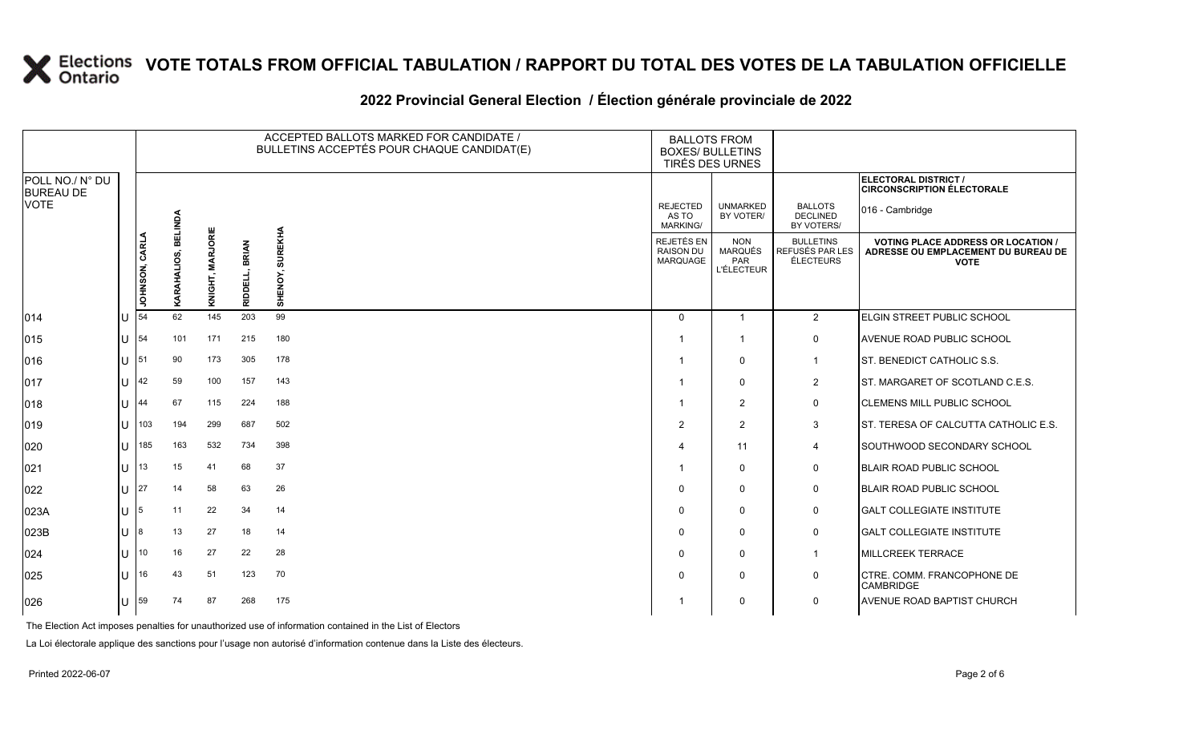# VOTE TOTALS FROM OFFICIAL TABULATION / RAPPORT DU TOTAL DES VOTES DE LA TABULATION OFFICIELLE

## 2022 Provincial General Election / Élection générale provinciale de 2022

| POLL NO./ N° DU BUREAU DE VOTE | | ACCEPTED BALLOTS MARKED FOR CANDIDATE / BULLETINS ACCEPTÉS POUR CHAQUE CANDIDAT(E) | | | | | BALLOTS FROM BOXES/ BULLETINS TIRÉS DES URNES | | | ELECTORAL DISTRICT / CIRCONSCRIPTION ÉLECTORALE 016 - Cambridge |
|---|---|---|---|---|---|---|---|---|---|---|
| | | JOHNSON, CARLA | KARAHALIOS, BELINDA | KNIGHT, MARJORIE | RIDDELL, BRIAN | SHENOY, SUREKHA | REJECTED AS TO MARKING/ REJETÉS EN RAISON DU MARQUAGE | UNMARKED BY VOTER/ NON MARQUÉS PAR L'ÉLECTEUR | BALLOTS DECLINED BY VOTERS/ BULLETINS REFUSÉS PAR LES ÉLECTEURS | VOTING PLACE ADDRESS OR LOCATION / ADRESSE OU EMPLACEMENT DU BUREAU DE VOTE |
| 014 | U | 54 | 62 | 145 | 203 | 99 | 0 | 1 | 2 | ELGIN STREET PUBLIC SCHOOL |
| 015 | U | 54 | 101 | 171 | 215 | 180 | 1 | 1 | 0 | AVENUE ROAD PUBLIC SCHOOL |
| 016 | U | 51 | 90 | 173 | 305 | 178 | 1 | 0 | 1 | ST. BENEDICT CATHOLIC S.S. |
| 017 | U | 42 | 59 | 100 | 157 | 143 | 1 | 0 | 2 | ST. MARGARET OF SCOTLAND C.E.S. |
| 018 | U | 44 | 67 | 115 | 224 | 188 | 1 | 2 | 0 | CLEMENS MILL PUBLIC SCHOOL |
| 019 | U | 103 | 194 | 299 | 687 | 502 | 2 | 2 | 3 | ST. TERESA OF CALCUTTA CATHOLIC E.S. |
| 020 | U | 185 | 163 | 532 | 734 | 398 | 4 | 11 | 4 | SOUTHWOOD SECONDARY SCHOOL |
| 021 | U | 13 | 15 | 41 | 68 | 37 | 1 | 0 | 0 | BLAIR ROAD PUBLIC SCHOOL |
| 022 | U | 27 | 14 | 58 | 63 | 26 | 0 | 0 | 0 | BLAIR ROAD PUBLIC SCHOOL |
| 023A | U | 5 | 11 | 22 | 34 | 14 | 0 | 0 | 0 | GALT COLLEGIATE INSTITUTE |
| 023B | U | 8 | 13 | 27 | 18 | 14 | 0 | 0 | 0 | GALT COLLEGIATE INSTITUTE |
| 024 | U | 10 | 16 | 27 | 22 | 28 | 0 | 0 | 1 | MILLCREEK TERRACE |
| 025 | U | 16 | 43 | 51 | 123 | 70 | 0 | 0 | 0 | CTRE. COMM. FRANCOPHONE DE CAMBRIDGE |
| 026 | U | 59 | 74 | 87 | 268 | 175 | 1 | 0 | 0 | AVENUE ROAD BAPTIST CHURCH |

The Election Act imposes penalties for unauthorized use of information contained in the List of Electors

La Loi électorale applique des sanctions pour l'usage non autorisé d'information contenue dans la Liste des électeurs.

Printed 2022-06-07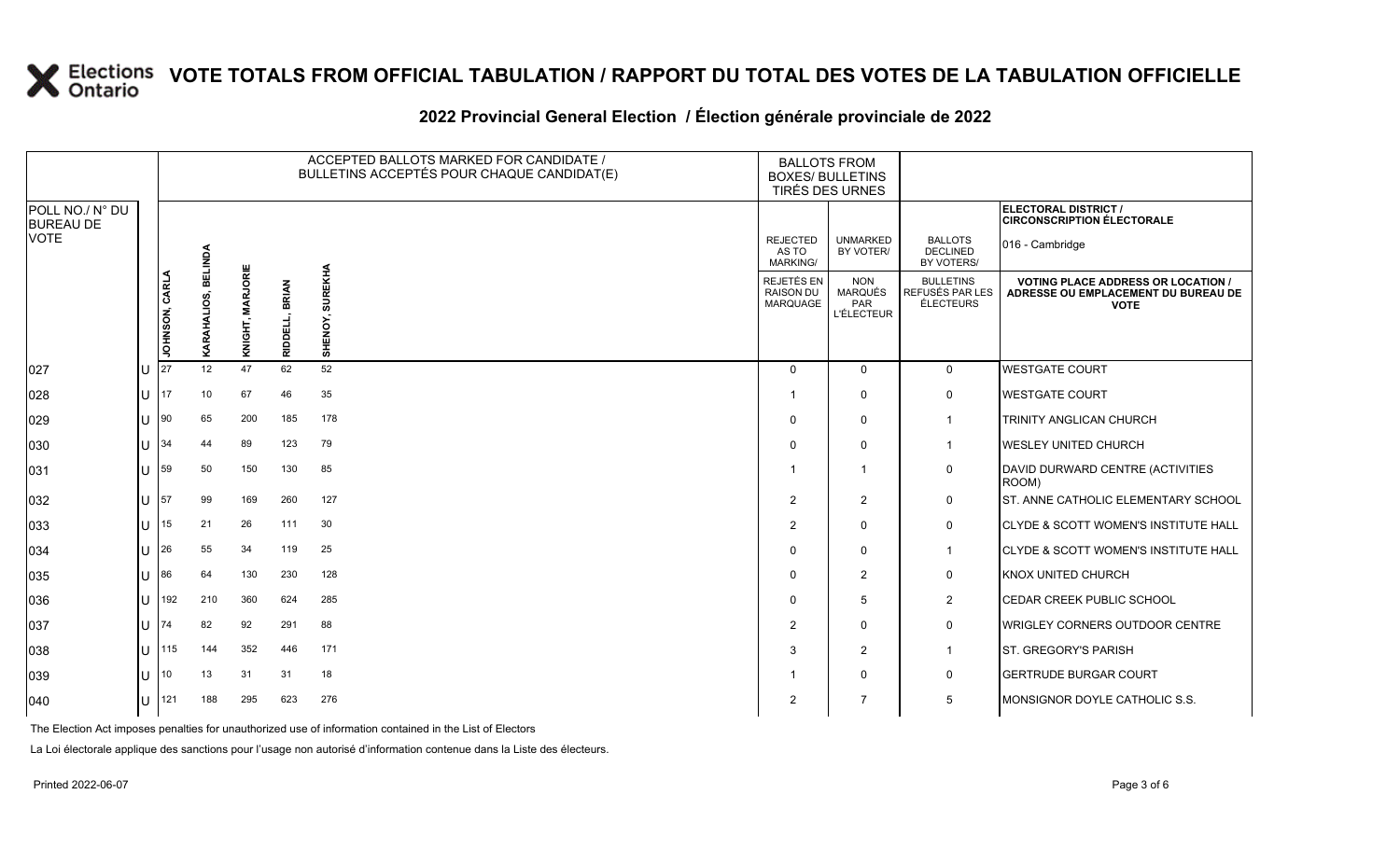# VOTE TOTALS FROM OFFICIAL TABULATION / RAPPORT DU TOTAL DES VOTES DE LA TABULATION OFFICIELLE

## 2022 Provincial General Election / Élection générale provinciale de 2022

ELECTORAL DISTRICT / CIRCONSCRIPTION ÉLECTORALE: 016 - Cambridge

| POLL NO./ N° DU BUREAU DE VOTE | | ACCEPTED BALLOTS MARKED FOR CANDIDATE / BULLETINS ACCEPTÉS POUR CHAQUE CANDIDAT(E) | | | | | BALLOTS FROM BOXES/ BULLETINS TIRÉS DES URNES | | | |
|---|---|---|---|---|---|---|---|---|---|---|
| | | JOHNSON, CARLA | KARAHALIOS, BELINDA | KNIGHT, MARJORIE | RIDDELL, BRIAN | SHENOY, SUREKHA | REJECTED AS TO MARKING/ REJETÉS EN RAISON DU MARQUAGE | UNMARKED BY VOTER/ NON MARQUÉS PAR L'ÉLECTEUR | BALLOTS DECLINED BY VOTERS/ BULLETINS REFUSÉS PAR LES ÉLECTEURS | VOTING PLACE ADDRESS OR LOCATION / ADRESSE OU EMPLACEMENT DU BUREAU DE VOTE |
| 027 | U | 27 | 12 | 47 | 62 | 52 | 0 | 0 | 0 | WESTGATE COURT |
| 028 | U | 17 | 10 | 67 | 46 | 35 | 1 | 0 | 0 | WESTGATE COURT |
| 029 | U | 90 | 65 | 200 | 185 | 178 | 0 | 0 | 1 | TRINITY ANGLICAN CHURCH |
| 030 | U | 34 | 44 | 89 | 123 | 79 | 0 | 0 | 1 | WESLEY UNITED CHURCH |
| 031 | U | 59 | 50 | 150 | 130 | 85 | 1 | 1 | 0 | DAVID DURWARD CENTRE (ACTIVITIES ROOM) |
| 032 | U | 57 | 99 | 169 | 260 | 127 | 2 | 2 | 0 | ST. ANNE CATHOLIC ELEMENTARY SCHOOL |
| 033 | U | 15 | 21 | 26 | 111 | 30 | 2 | 0 | 0 | CLYDE & SCOTT WOMEN'S INSTITUTE HALL |
| 034 | U | 26 | 55 | 34 | 119 | 25 | 0 | 0 | 1 | CLYDE & SCOTT WOMEN'S INSTITUTE HALL |
| 035 | U | 86 | 64 | 130 | 230 | 128 | 0 | 2 | 0 | KNOX UNITED CHURCH |
| 036 | U | 192 | 210 | 360 | 624 | 285 | 0 | 5 | 2 | CEDAR CREEK PUBLIC SCHOOL |
| 037 | U | 74 | 82 | 92 | 291 | 88 | 2 | 0 | 0 | WRIGLEY CORNERS OUTDOOR CENTRE |
| 038 | U | 115 | 144 | 352 | 446 | 171 | 3 | 2 | 1 | ST. GREGORY'S PARISH |
| 039 | U | 10 | 13 | 31 | 31 | 18 | 1 | 0 | 0 | GERTRUDE BURGAR COURT |
| 040 | U | 121 | 188 | 295 | 623 | 276 | 2 | 7 | 5 | MONSIGNOR DOYLE CATHOLIC S.S. |

The Election Act imposes penalties for unauthorized use of information contained in the List of Electors

La Loi électorale applique des sanctions pour l'usage non autorisé d'information contenue dans la Liste des électeurs.

Printed 2022-06-07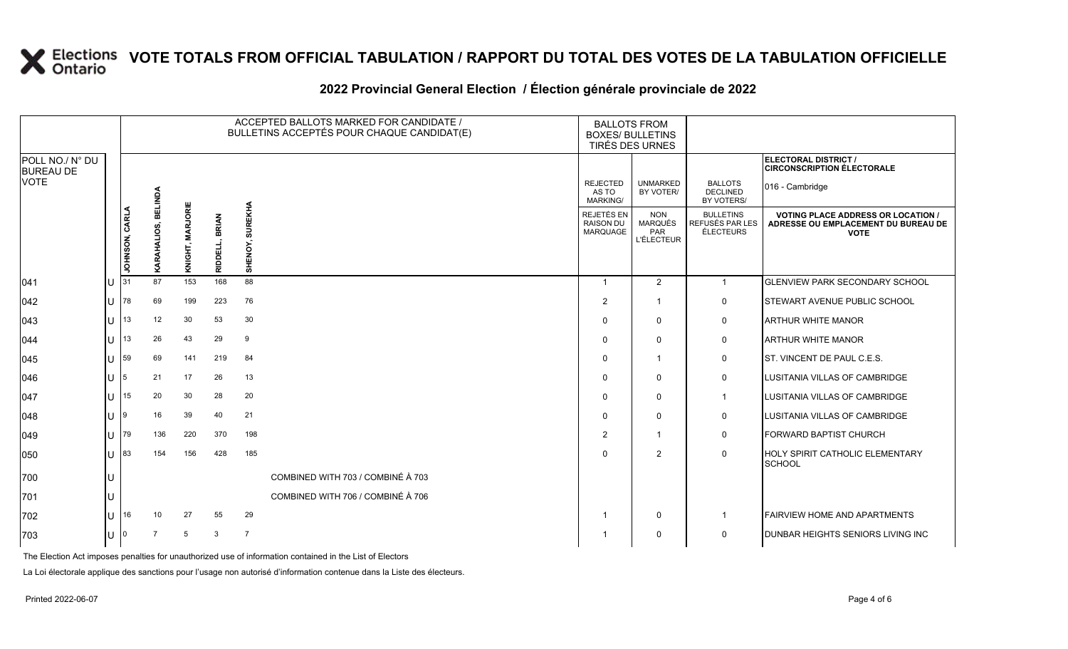# VOTE TOTALS FROM OFFICIAL TABULATION / RAPPORT DU TOTAL DES VOTES DE LA TABULATION OFFICIELLE

## 2022 Provincial General Election / Élection générale provinciale de 2022

**ELECTORAL DISTRICT / CIRCONSCRIPTION ÉLECTORALE:** 016 - Cambridge

| POLL NO./ N° DU BUREAU DE VOTE | | ACCEPTED BALLOTS MARKED FOR CANDIDATE / BULLETINS ACCEPTÉS POUR CHAQUE CANDIDAT(E) | | | | | BALLOTS FROM BOXES/ BULLETINS TIRÉS DES URNES | | | |
|---|---|---|---|---|---|---|---|---|---|---|
| | | JOHNSON, CARLA | KARAHALIOS, BELINDA | KNIGHT, MARJORIE | RIDDELL, BRIAN | SHENOY, SUREKHA | REJECTED AS TO MARKING/ REJETÉS EN RAISON DU MARQUAGE | UNMARKED BY VOTER/ NON MARQUÉS PAR L'ÉLECTEUR | BALLOTS DECLINED BY VOTERS/ BULLETINS REFUSÉS PAR LES ÉLECTEURS | VOTING PLACE ADDRESS OR LOCATION / ADRESSE OU EMPLACEMENT DU BUREAU DE VOTE |
| 041 | U | 31 | 87 | 153 | 168 | 88 | 1 | 2 | 1 | GLENVIEW PARK SECONDARY SCHOOL |
| 042 | U | 78 | 69 | 199 | 223 | 76 | 2 | 1 | 0 | STEWART AVENUE PUBLIC SCHOOL |
| 043 | U | 13 | 12 | 30 | 53 | 30 | 0 | 0 | 0 | ARTHUR WHITE MANOR |
| 044 | U | 13 | 26 | 43 | 29 | 9 | 0 | 0 | 0 | ARTHUR WHITE MANOR |
| 045 | U | 59 | 69 | 141 | 219 | 84 | 0 | 1 | 0 | ST. VINCENT DE PAUL C.E.S. |
| 046 | U | 5 | 21 | 17 | 26 | 13 | 0 | 0 | 0 | LUSITANIA VILLAS OF CAMBRIDGE |
| 047 | U | 15 | 20 | 30 | 28 | 20 | 0 | 0 | 1 | LUSITANIA VILLAS OF CAMBRIDGE |
| 048 | U | 9 | 16 | 39 | 40 | 21 | 0 | 0 | 0 | LUSITANIA VILLAS OF CAMBRIDGE |
| 049 | U | 79 | 136 | 220 | 370 | 198 | 2 | 1 | 0 | FORWARD BAPTIST CHURCH |
| 050 | U | 83 | 154 | 156 | 428 | 185 | 0 | 2 | 0 | HOLY SPIRIT CATHOLIC ELEMENTARY SCHOOL |
| 700 | U | COMBINED WITH 703 / COMBINÉ À 703 | | | | | | | | |
| 701 | U | COMBINED WITH 706 / COMBINÉ À 706 | | | | | | | | |
| 702 | U | 16 | 10 | 27 | 55 | 29 | 1 | 0 | 1 | FAIRVIEW HOME AND APARTMENTS |
| 703 | U | 0 | 7 | 5 | 3 | 7 | 1 | 0 | 0 | DUNBAR HEIGHTS SENIORS LIVING INC |

The Election Act imposes penalties for unauthorized use of information contained in the List of Electors

La Loi électorale applique des sanctions pour l'usage non autorisé d'information contenue dans la Liste des électeurs.

Printed 2022-06-07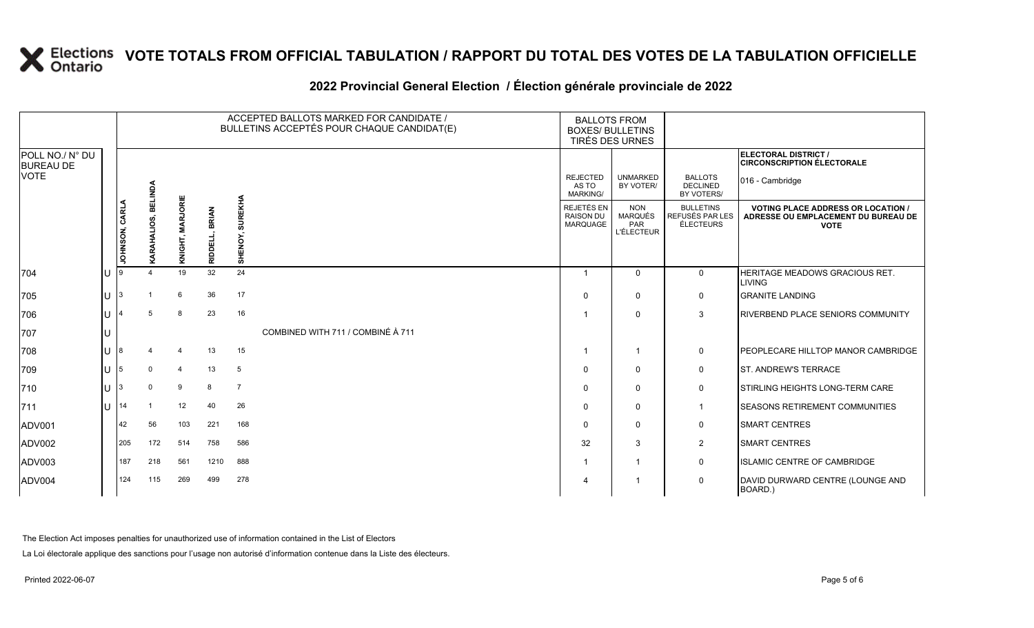# VOTE TOTALS FROM OFFICIAL TABULATION / RAPPORT DU TOTAL DES VOTES DE LA TABULATION OFFICIELLE

## 2022 Provincial General Election / Élection générale provinciale de 2022

ELECTORAL DISTRICT / CIRCONSCRIPTION ÉLECTORALE: 016 - Cambridge

| POLL NO./ N° DU BUREAU DE VOTE | | ACCEPTED BALLOTS MARKED FOR CANDIDATE / BULLETINS ACCEPTÉS POUR CHAQUE CANDIDAT(E) | | | | | BALLOTS FROM BOXES/ BULLETINS TIRÉS DES URNES | | | |
|---|---|---|---|---|---|---|---|---|---|---|
| | | JOHNSON, CARLA | KARAHALIOS, BELINDA | KNIGHT, MARJORIE | RIDDELL, BRIAN | SHENOY, SUREKHA | REJECTED AS TO MARKING/ REJETÉS EN RAISON DU MARQUAGE | UNMARKED BY VOTER/ NON MARQUÉS PAR L'ÉLECTEUR | BALLOTS DECLINED BY VOTERS/ BULLETINS REFUSÉS PAR LES ÉLECTEURS | VOTING PLACE ADDRESS OR LOCATION / ADRESSE OU EMPLACEMENT DU BUREAU DE VOTE |
| 704 | U | 9 | 4 | 19 | 32 | 24 | 1 | 0 | 0 | HERITAGE MEADOWS GRACIOUS RET. LIVING |
| 705 | U | 3 | 1 | 6 | 36 | 17 | 0 | 0 | 0 | GRANITE LANDING |
| 706 | U | 4 | 5 | 8 | 23 | 16 | 1 | 0 | 3 | RIVERBEND PLACE SENIORS COMMUNITY |
| 707 | U | COMBINED WITH 711 / COMBINÉ À 711 | | | | | | | | |
| 708 | U | 8 | 4 | 4 | 13 | 15 | 1 | 1 | 0 | PEOPLECARE HILLTOP MANOR CAMBRIDGE |
| 709 | U | 5 | 0 | 4 | 13 | 5 | 0 | 0 | 0 | ST. ANDREW'S TERRACE |
| 710 | U | 3 | 0 | 9 | 8 | 7 | 0 | 0 | 0 | STIRLING HEIGHTS LONG-TERM CARE |
| 711 | U | 14 | 1 | 12 | 40 | 26 | 0 | 0 | 1 | SEASONS RETIREMENT COMMUNITIES |
| ADV001 | | 42 | 56 | 103 | 221 | 168 | 0 | 0 | 0 | SMART CENTRES |
| ADV002 | | 205 | 172 | 514 | 758 | 586 | 32 | 3 | 2 | SMART CENTRES |
| ADV003 | | 187 | 218 | 561 | 1210 | 888 | 1 | 1 | 0 | ISLAMIC CENTRE OF CAMBRIDGE |
| ADV004 | | 124 | 115 | 269 | 499 | 278 | 4 | 1 | 0 | DAVID DURWARD CENTRE (LOUNGE AND BOARD.) |

The Election Act imposes penalties for unauthorized use of information contained in the List of Electors

La Loi électorale applique des sanctions pour l'usage non autorisé d'information contenue dans la Liste des électeurs.

Printed 2022-06-07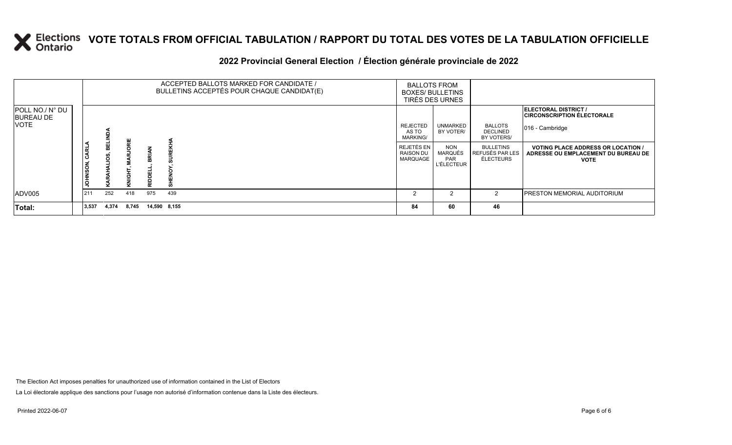# VOTE TOTALS FROM OFFICIAL TABULATION / RAPPORT DU TOTAL DES VOTES DE LA TABULATION OFFICIELLE

## 2022 Provincial General Election / Élection générale provinciale de 2022

| POLL NO./ N° DU BUREAU DE VOTE | ACCEPTED BALLOTS MARKED FOR CANDIDATE / BULLETINS ACCEPTÉS POUR CHAQUE CANDIDAT(E) | | | | | BALLOTS FROM BOXES/ BULLETINS TIRÉS DES URNES | | | ELECTORAL DISTRICT / CIRCONSCRIPTION ÉLECTORALE: 016 - Cambridge |
|---|---|---|---|---|---|---|---|---|---|
| | JOHNSON, CARLA | KARAHALIOS, BELINDA | KNIGHT, MARJORIE | RIDDELL, BRIAN | SHENOY, SUREKHA | REJECTED AS TO MARKING/ REJETÉS EN RAISON DU MARQUAGE | UNMARKED BY VOTER/ NON MARQUÉS PAR L'ÉLECTEUR | BALLOTS DECLINED BY VOTERS/ BULLETINS REFUSÉS PAR LES ÉLECTEURS | VOTING PLACE ADDRESS OR LOCATION / ADRESSE OU EMPLACEMENT DU BUREAU DE VOTE |
| ADV005 | 211 | 252 | 418 | 975 | 439 | 2 | 2 | 2 | PRESTON MEMORIAL AUDITORIUM |
| **Total:** | 3,537 | 4,374 | 8,745 | 14,590 | 8,155 | 84 | 60 | 46 | |

The Election Act imposes penalties for unauthorized use of information contained in the List of Electors

La Loi électorale applique des sanctions pour l'usage non autorisé d'information contenue dans la Liste des électeurs.

Printed 2022-06-07